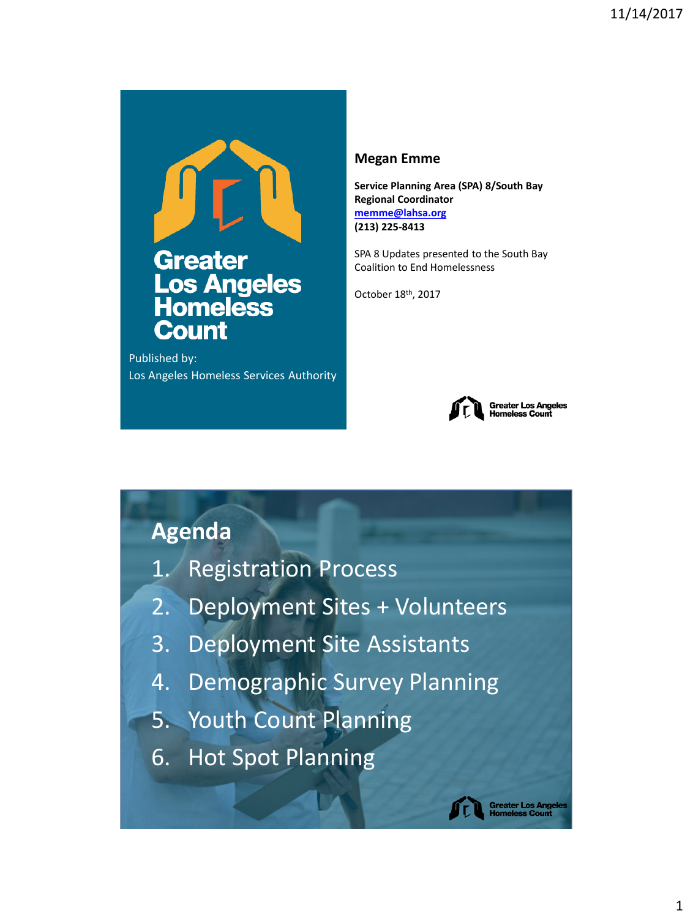# Greater Los Angeles Homeless Count

Published by:
Los Angeles Homeless Services Authority

**Megan Emme**

**Service Planning Area (SPA) 8/South Bay Regional Coordinator**
**memme@lahsa.org**
**(213) 225-8413**

SPA 8 Updates presented to the South Bay Coalition to End Homelessness

October 18th, 2017

Greater Los Angeles Homeless Count

## Agenda

1. Registration Process
2. Deployment Sites + Volunteers
3. Deployment Site Assistants
4. Demographic Survey Planning
5. Youth Count Planning
6. Hot Spot Planning

Greater Los Angeles Homeless Count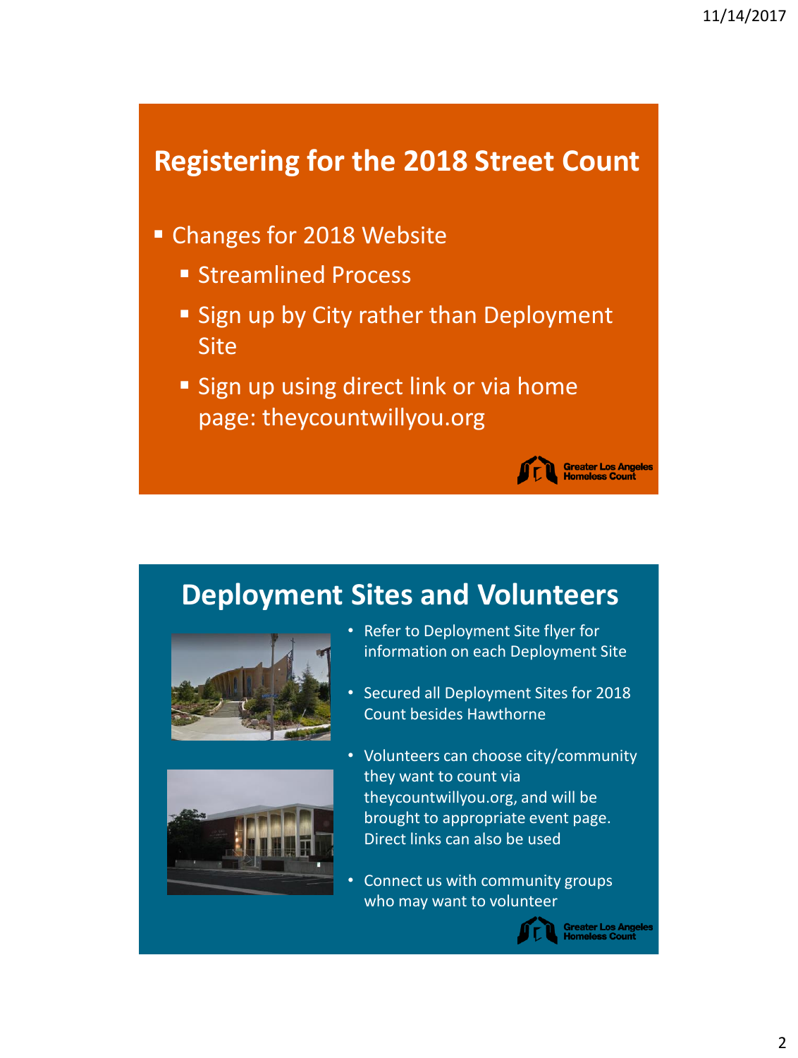## Registering for the 2018 Street Count

- Changes for 2018 Website
  - Streamlined Process
  - Sign up by City rather than Deployment Site
  - Sign up using direct link or via home page: theycountwillyou.org

Greater Los Angeles Homeless Count

## Deployment Sites and Volunteers

- Refer to Deployment Site flyer for information on each Deployment Site
- Secured all Deployment Sites for 2018 Count besides Hawthorne
- Volunteers can choose city/community they want to count via theycountwillyou.org, and will be brought to appropriate event page. Direct links can also be used
- Connect us with community groups who may want to volunteer

Greater Los Angeles Homeless Count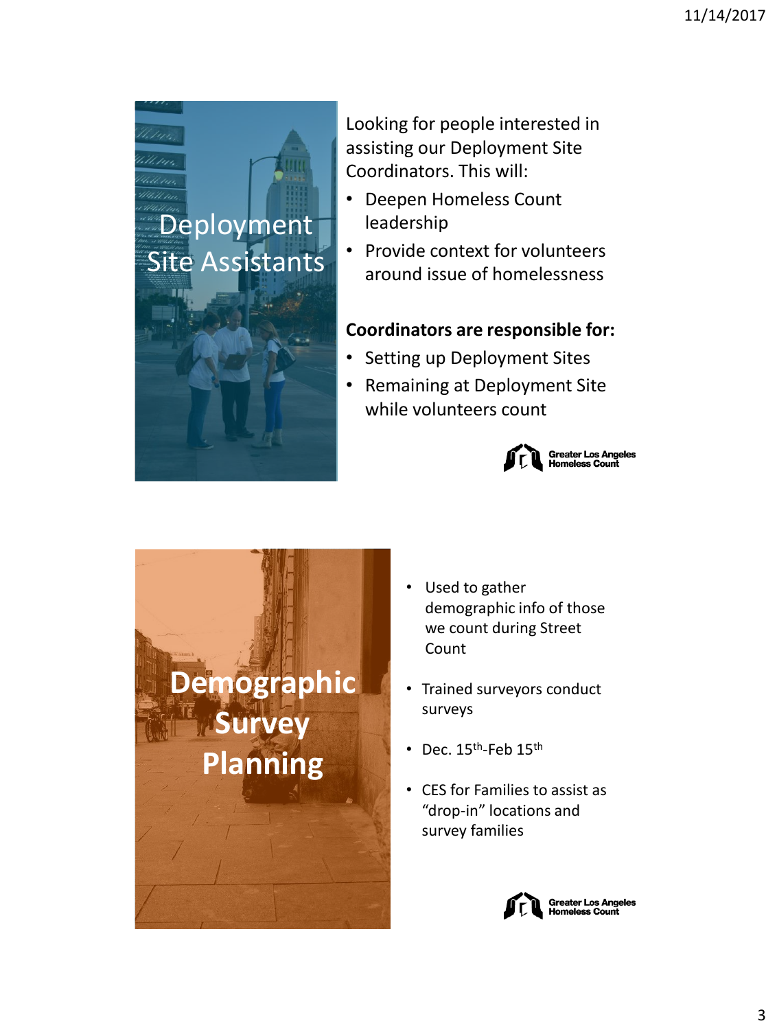## Deployment Site Assistants

Looking for people interested in assisting our Deployment Site Coordinators. This will:

- Deepen Homeless Count leadership
- Provide context for volunteers around issue of homelessness

**Coordinators are responsible for:**

- Setting up Deployment Sites
- Remaining at Deployment Site while volunteers count

Greater Los Angeles Homeless Count

## Demographic Survey Planning

- Used to gather demographic info of those we count during Street Count
- Trained surveyors conduct surveys
- Dec. 15th-Feb 15th
- CES for Families to assist as "drop-in" locations and survey families

Greater Los Angeles Homeless Count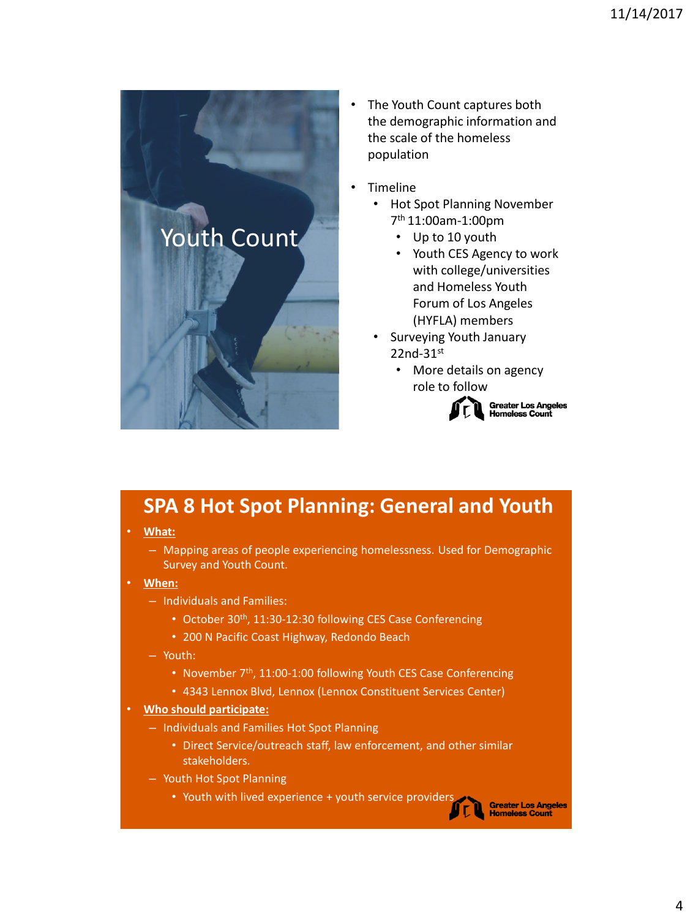## Youth Count

- The Youth Count captures both the demographic information and the scale of the homeless population
- Timeline
  - Hot Spot Planning November 7th 11:00am-1:00pm
    - Up to 10 youth
    - Youth CES Agency to work with college/universities and Homeless Youth Forum of Los Angeles (HYFLA) members
  - Surveying Youth January 22nd-31st
    - More details on agency role to follow

Greater Los Angeles Homeless Count

## SPA 8 Hot Spot Planning: General and Youth

- **What:**
  - Mapping areas of people experiencing homelessness. Used for Demographic Survey and Youth Count.
- **When:**
  - Individuals and Families:
    - October 30th, 11:30-12:30 following CES Case Conferencing
    - 200 N Pacific Coast Highway, Redondo Beach
  - Youth:
    - November 7th, 11:00-1:00 following Youth CES Case Conferencing
    - 4343 Lennox Blvd, Lennox (Lennox Constituent Services Center)
- **Who should participate:**
  - Individuals and Families Hot Spot Planning
    - Direct Service/outreach staff, law enforcement, and other similar stakeholders.
  - Youth Hot Spot Planning
    - Youth with lived experience + youth service providers

Greater Los Angeles Homeless Count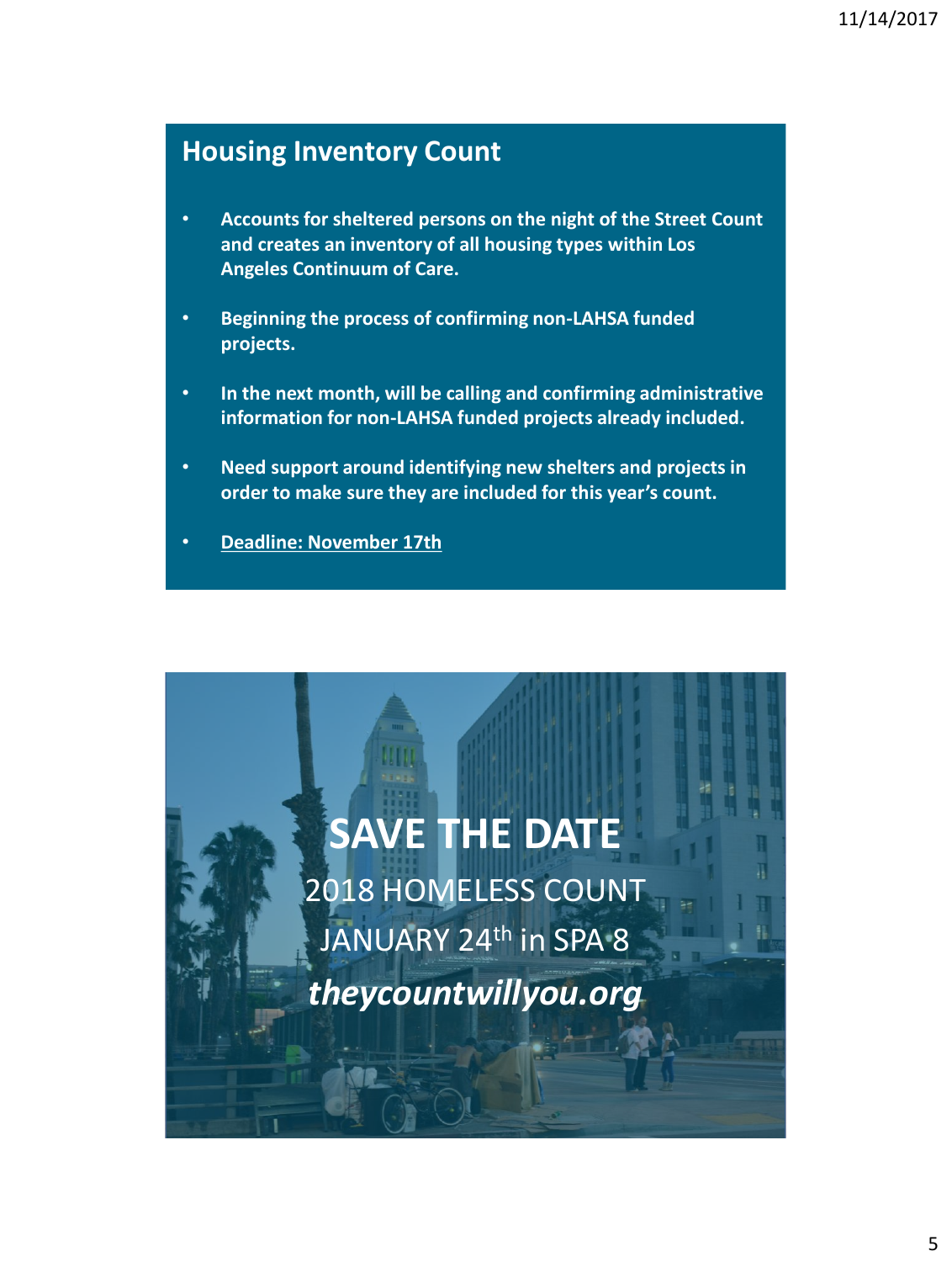## Housing Inventory Count

- Accounts for sheltered persons on the night of the Street Count and creates an inventory of all housing types within Los Angeles Continuum of Care.
- Beginning the process of confirming non-LAHSA funded projects.
- In the next month, will be calling and confirming administrative information for non-LAHSA funded projects already included.
- Need support around identifying new shelters and projects in order to make sure they are included for this year's count.
- Deadline: November 17th

# SAVE THE DATE

2018 HOMELESS COUNT

JANUARY 24th in SPA 8

***theycountwillyou.org***